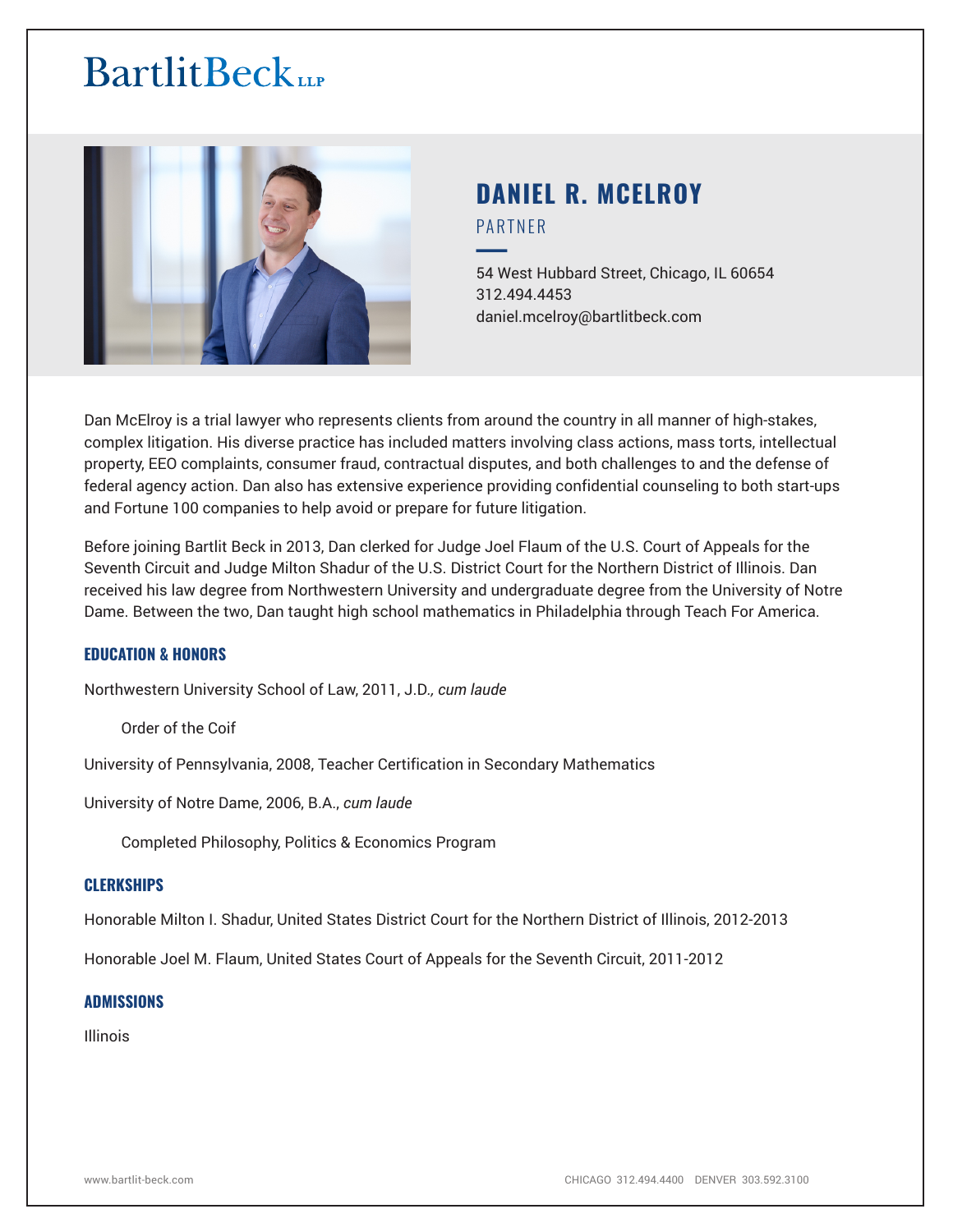BartlitBeck LLP

# DANIEL R. MCELROY

PARTNER

54 West Hubbard Street, Chicago, IL 60654
312.494.4453
daniel.mcelroy@bartlitbeck.com

Dan McElroy is a trial lawyer who represents clients from around the country in all manner of high-stakes, complex litigation. His diverse practice has included matters involving class actions, mass torts, intellectual property, EEO complaints, consumer fraud, contractual disputes, and both challenges to and the defense of federal agency action. Dan also has extensive experience providing confidential counseling to both start-ups and Fortune 100 companies to help avoid or prepare for future litigation.

Before joining Bartlit Beck in 2013, Dan clerked for Judge Joel Flaum of the U.S. Court of Appeals for the Seventh Circuit and Judge Milton Shadur of the U.S. District Court for the Northern District of Illinois. Dan received his law degree from Northwestern University and undergraduate degree from the University of Notre Dame. Between the two, Dan taught high school mathematics in Philadelphia through Teach For America.

## EDUCATION & HONORS

Northwestern University School of Law, 2011, J.D., *cum laude*

Order of the Coif

University of Pennsylvania, 2008, Teacher Certification in Secondary Mathematics

University of Notre Dame, 2006, B.A., *cum laude*

Completed Philosophy, Politics & Economics Program

## CLERKSHIPS

Honorable Milton I. Shadur, United States District Court for the Northern District of Illinois, 2012-2013

Honorable Joel M. Flaum, United States Court of Appeals for the Seventh Circuit, 2011-2012

## ADMISSIONS

Illinois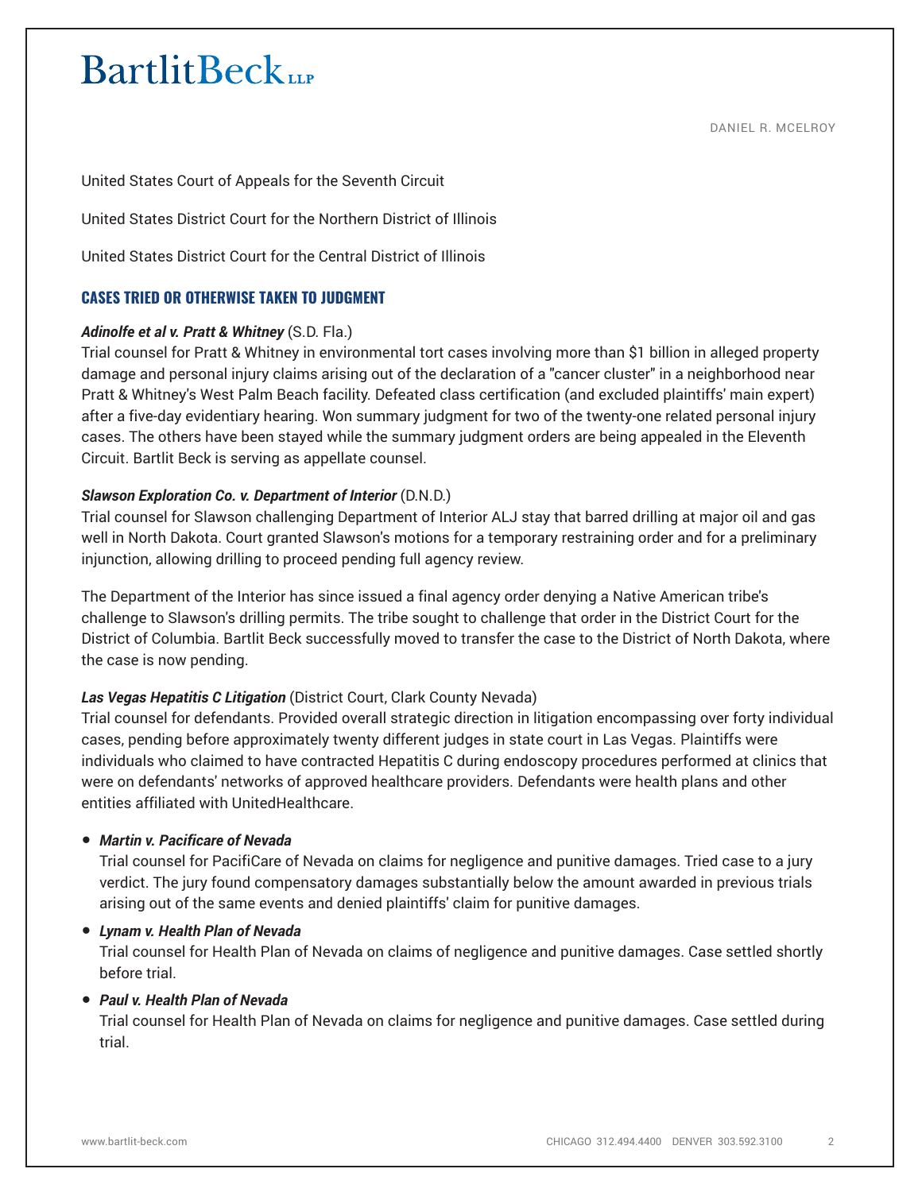United States Court of Appeals for the Seventh Circuit

United States District Court for the Northern District of Illinois

United States District Court for the Central District of Illinois

## CASES TRIED OR OTHERWISE TAKEN TO JUDGMENT

***Adinolfe et al v. Pratt & Whitney*** (S.D. Fla.)
Trial counsel for Pratt & Whitney in environmental tort cases involving more than $1 billion in alleged property damage and personal injury claims arising out of the declaration of a "cancer cluster" in a neighborhood near Pratt & Whitney's West Palm Beach facility. Defeated class certification (and excluded plaintiffs' main expert) after a five-day evidentiary hearing. Won summary judgment for two of the twenty-one related personal injury cases. The others have been stayed while the summary judgment orders are being appealed in the Eleventh Circuit. Bartlit Beck is serving as appellate counsel.

***Slawson Exploration Co. v. Department of Interior*** (D.N.D.)
Trial counsel for Slawson challenging Department of Interior ALJ stay that barred drilling at major oil and gas well in North Dakota. Court granted Slawson's motions for a temporary restraining order and for a preliminary injunction, allowing drilling to proceed pending full agency review.

The Department of the Interior has since issued a final agency order denying a Native American tribe's challenge to Slawson's drilling permits. The tribe sought to challenge that order in the District Court for the District of Columbia. Bartlit Beck successfully moved to transfer the case to the District of North Dakota, where the case is now pending.

***Las Vegas Hepatitis C Litigation*** (District Court, Clark County Nevada)
Trial counsel for defendants. Provided overall strategic direction in litigation encompassing over forty individual cases, pending before approximately twenty different judges in state court in Las Vegas. Plaintiffs were individuals who claimed to have contracted Hepatitis C during endoscopy procedures performed at clinics that were on defendants' networks of approved healthcare providers. Defendants were health plans and other entities affiliated with UnitedHealthcare.

- ***Martin v. Pacificare of Nevada***
  Trial counsel for PacifiCare of Nevada on claims for negligence and punitive damages. Tried case to a jury verdict. The jury found compensatory damages substantially below the amount awarded in previous trials arising out of the same events and denied plaintiffs' claim for punitive damages.
- ***Lynam v. Health Plan of Nevada***
  Trial counsel for Health Plan of Nevada on claims of negligence and punitive damages. Case settled shortly before trial.
- ***Paul v. Health Plan of Nevada***
  Trial counsel for Health Plan of Nevada on claims for negligence and punitive damages. Case settled during trial.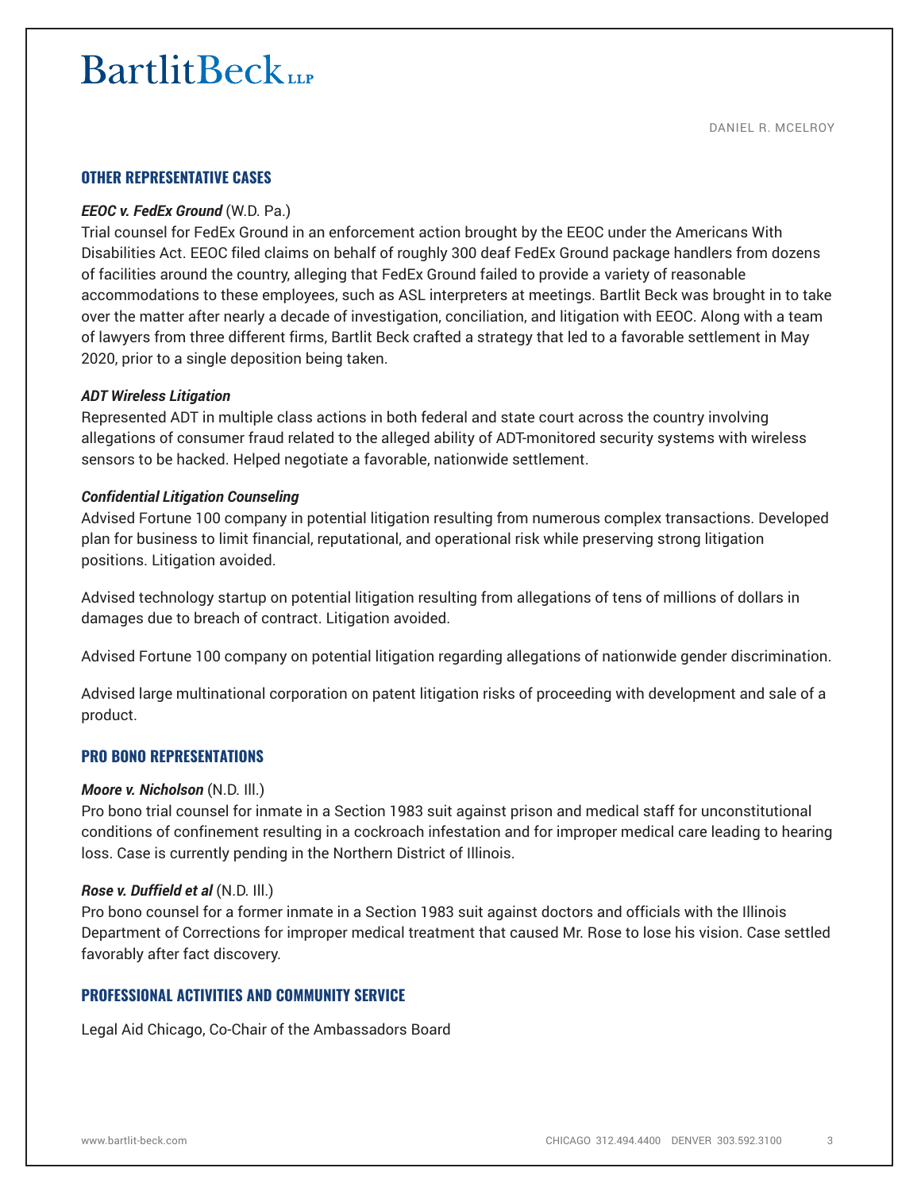## OTHER REPRESENTATIVE CASES

***EEOC v. FedEx Ground*** (W.D. Pa.)
Trial counsel for FedEx Ground in an enforcement action brought by the EEOC under the Americans With Disabilities Act. EEOC filed claims on behalf of roughly 300 deaf FedEx Ground package handlers from dozens of facilities around the country, alleging that FedEx Ground failed to provide a variety of reasonable accommodations to these employees, such as ASL interpreters at meetings. Bartlit Beck was brought in to take over the matter after nearly a decade of investigation, conciliation, and litigation with EEOC. Along with a team of lawyers from three different firms, Bartlit Beck crafted a strategy that led to a favorable settlement in May 2020, prior to a single deposition being taken.

***ADT Wireless Litigation***
Represented ADT in multiple class actions in both federal and state court across the country involving allegations of consumer fraud related to the alleged ability of ADT-monitored security systems with wireless sensors to be hacked. Helped negotiate a favorable, nationwide settlement.

***Confidential Litigation Counseling***
Advised Fortune 100 company in potential litigation resulting from numerous complex transactions. Developed plan for business to limit financial, reputational, and operational risk while preserving strong litigation positions. Litigation avoided.

Advised technology startup on potential litigation resulting from allegations of tens of millions of dollars in damages due to breach of contract. Litigation avoided.

Advised Fortune 100 company on potential litigation regarding allegations of nationwide gender discrimination.

Advised large multinational corporation on patent litigation risks of proceeding with development and sale of a product.

## PRO BONO REPRESENTATIONS

***Moore v. Nicholson*** (N.D. Ill.)
Pro bono trial counsel for inmate in a Section 1983 suit against prison and medical staff for unconstitutional conditions of confinement resulting in a cockroach infestation and for improper medical care leading to hearing loss. Case is currently pending in the Northern District of Illinois.

***Rose v. Duffield et al*** (N.D. Ill.)
Pro bono counsel for a former inmate in a Section 1983 suit against doctors and officials with the Illinois Department of Corrections for improper medical treatment that caused Mr. Rose to lose his vision. Case settled favorably after fact discovery.

## PROFESSIONAL ACTIVITIES AND COMMUNITY SERVICE

Legal Aid Chicago, Co-Chair of the Ambassadors Board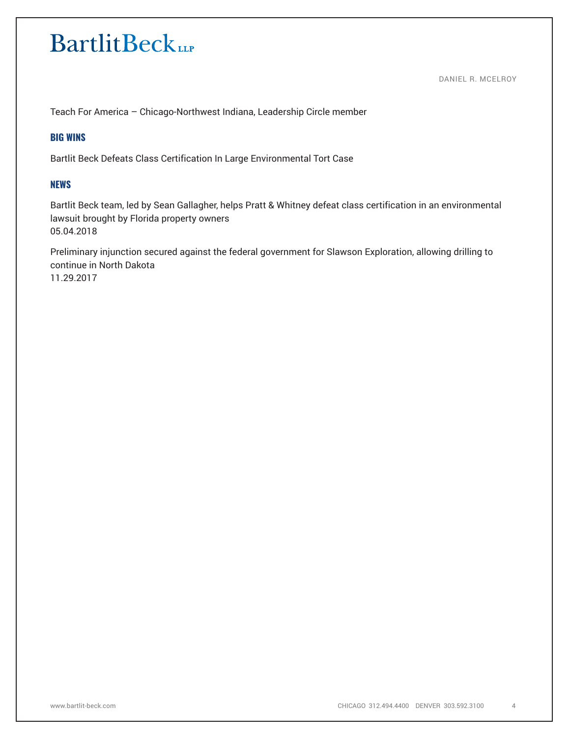Teach For America – Chicago-Northwest Indiana, Leadership Circle member

## BIG WINS

Bartlit Beck Defeats Class Certification In Large Environmental Tort Case

## NEWS

Bartlit Beck team, led by Sean Gallagher, helps Pratt & Whitney defeat class certification in an environmental lawsuit brought by Florida property owners
05.04.2018

Preliminary injunction secured against the federal government for Slawson Exploration, allowing drilling to continue in North Dakota
11.29.2017